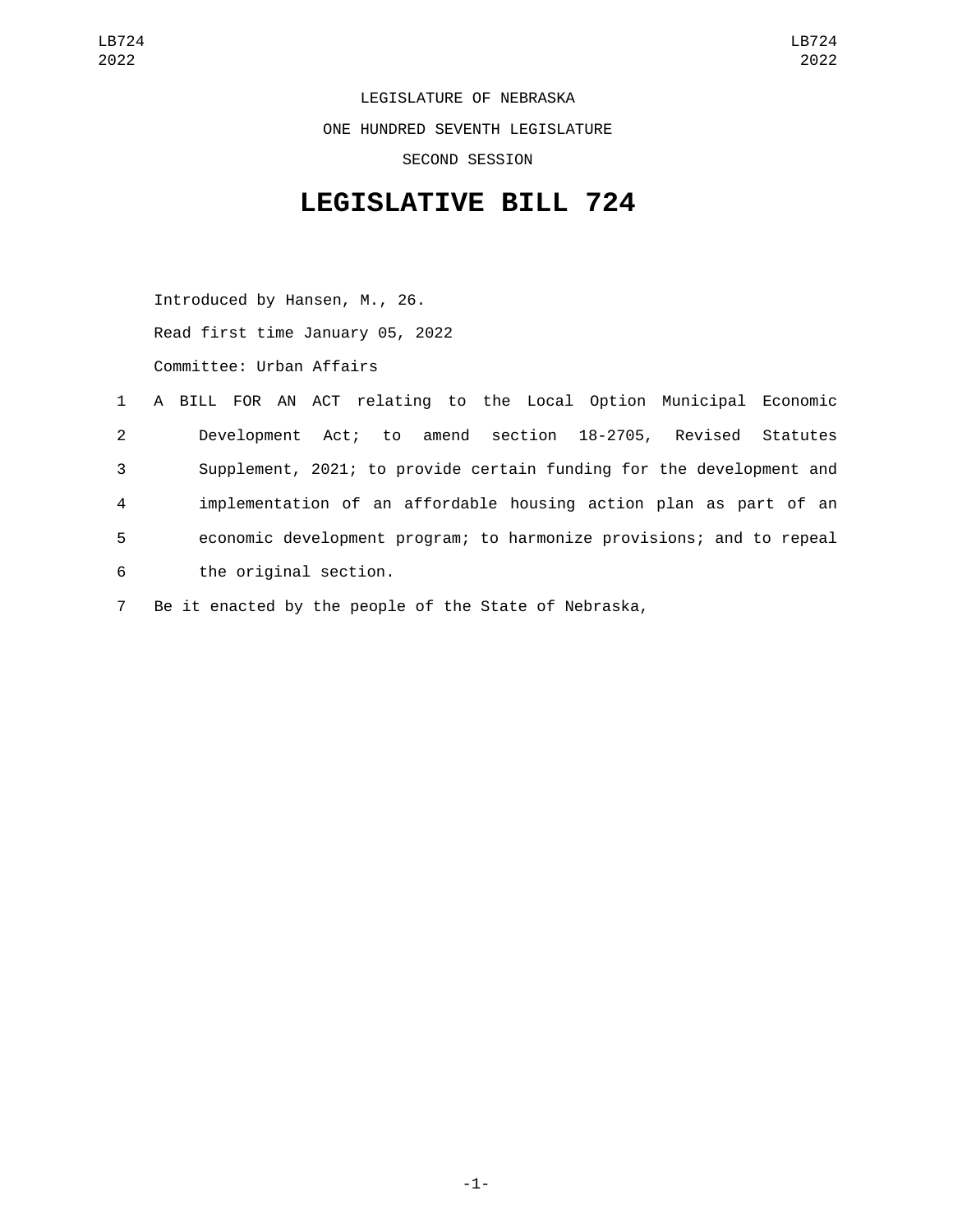LEGISLATURE OF NEBRASKA

ONE HUNDRED SEVENTH LEGISLATURE

SECOND SESSION

# LEGISLATIVE BILL 724

Introduced by Hansen, M., 26.

Read first time January 05, 2022

Committee: Urban Affairs

1 A BILL FOR AN ACT relating to the Local Option Municipal Economic
2 Development Act; to amend section 18-2705, Revised Statutes
3 Supplement, 2021; to provide certain funding for the development and
4 implementation of an affordable housing action plan as part of an
5 economic development program; to harmonize provisions; and to repeal
6 the original section.

7 Be it enacted by the people of the State of Nebraska,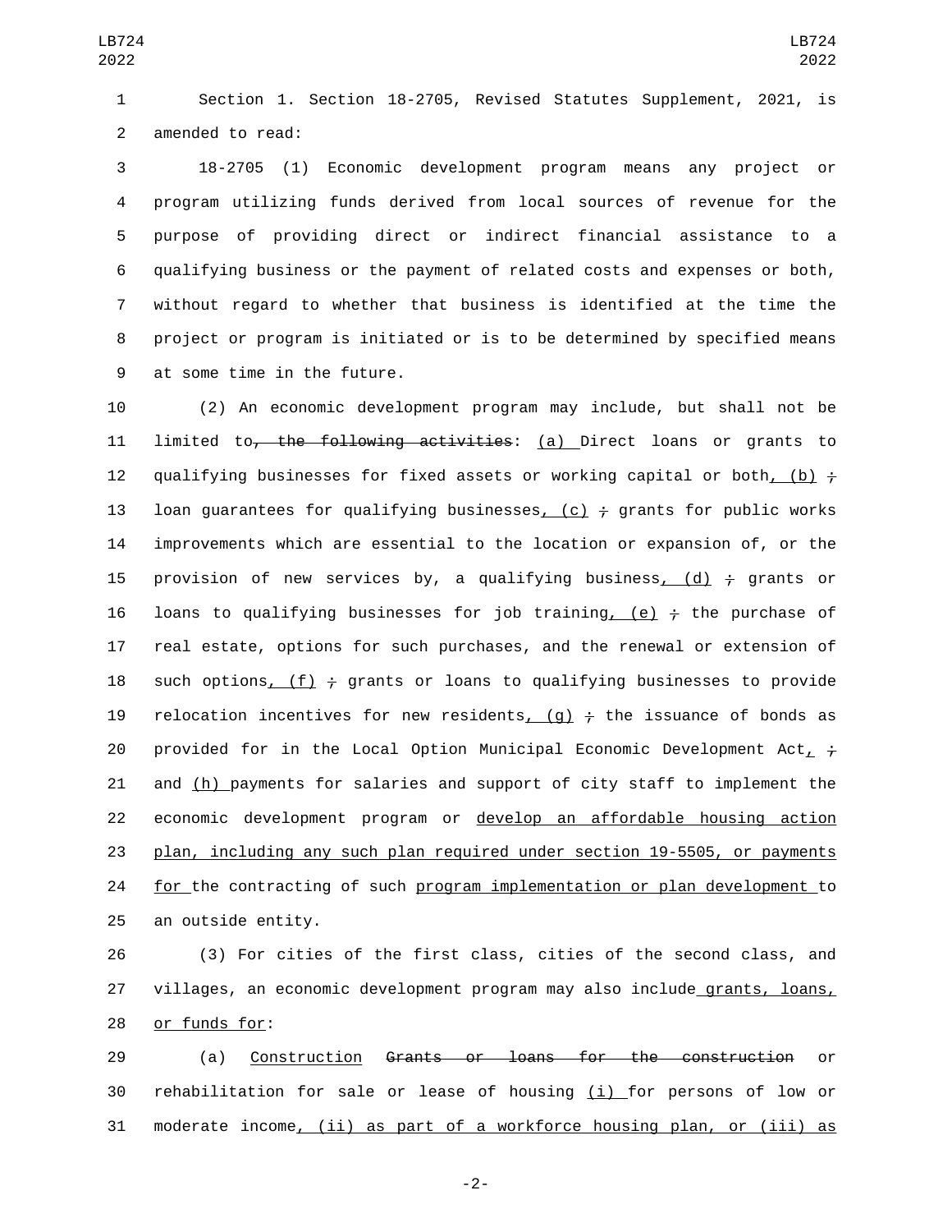Section 1. Section 18-2705, Revised Statutes Supplement, 2021, is amended to read:

18-2705 (1) Economic development program means any project or program utilizing funds derived from local sources of revenue for the purpose of providing direct or indirect financial assistance to a qualifying business or the payment of related costs and expenses or both, without regard to whether that business is identified at the time the project or program is initiated or is to be determined by specified means at some time in the future.

(2) An economic development program may include, but shall not be limited to~~, the following activities~~: <u>(a)</u> Direct loans or grants to qualifying businesses for fixed assets or working capital or both<u>, (b)</u> ~~;~~ loan guarantees for qualifying businesses<u>, (c)</u> ~~;~~ grants for public works improvements which are essential to the location or expansion of, or the provision of new services by, a qualifying business<u>, (d)</u> ~~;~~ grants or loans to qualifying businesses for job training<u>, (e)</u> ~~;~~ the purchase of real estate, options for such purchases, and the renewal or extension of such options<u>, (f)</u> ~~;~~ grants or loans to qualifying businesses to provide relocation incentives for new residents<u>, (g)</u> ~~;~~ the issuance of bonds as provided for in the Local Option Municipal Economic Development Act<u>,</u> ~~;~~ and <u>(h)</u> payments for salaries and support of city staff to implement the economic development program or <u>develop an affordable housing action plan, including any such plan required under section 19-5505, or payments for</u> the contracting of such <u>program implementation or plan development</u> to an outside entity.

(3) For cities of the first class, cities of the second class, and villages, an economic development program may also include<u> grants, loans, or funds for</u>:

(a) <u>Construction</u> ~~Grants or loans for the construction~~ or rehabilitation for sale or lease of housing <u>(i)</u> for persons of low or moderate income<u>, (ii) as part of a workforce housing plan, or (iii) as</u>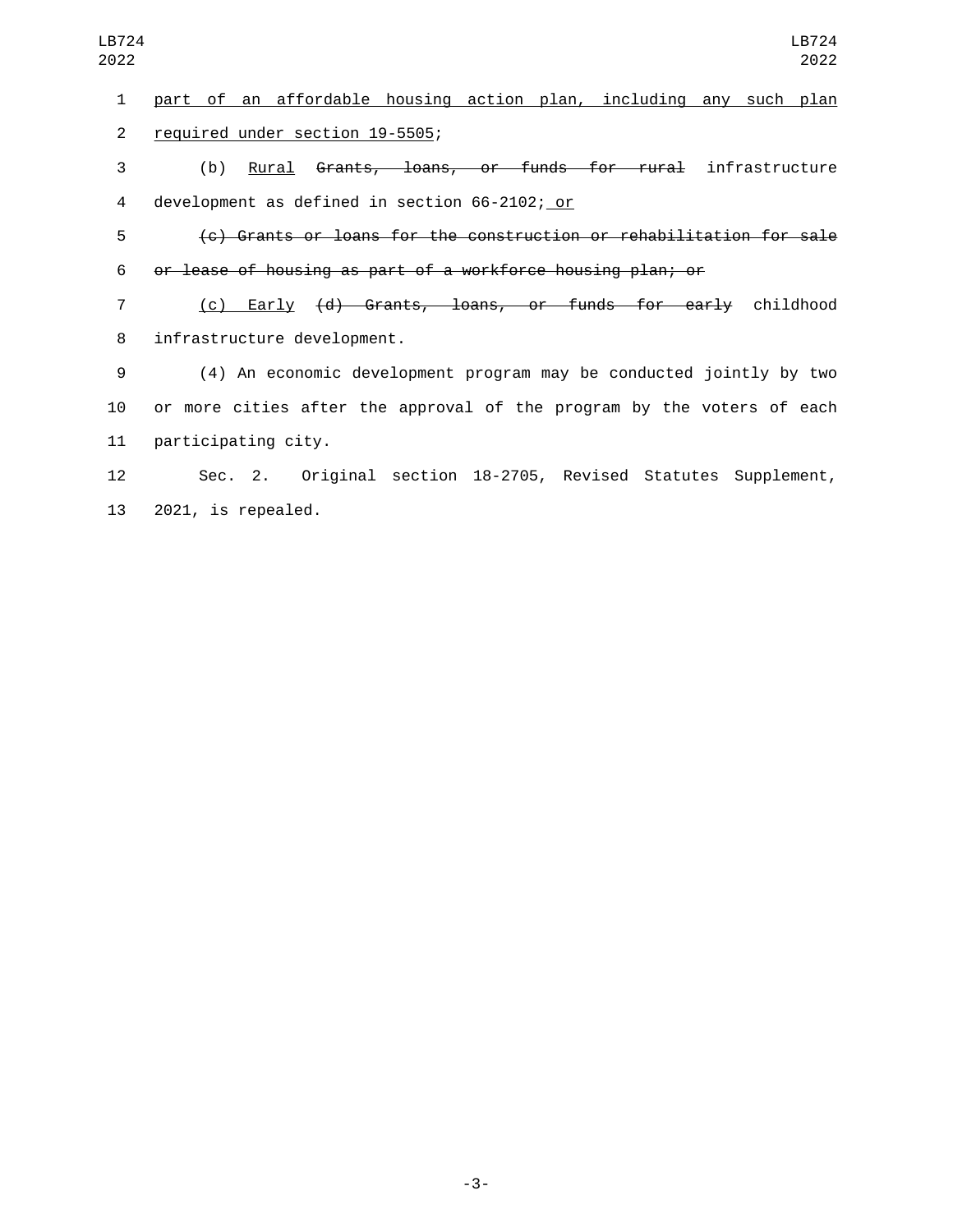part of an affordable housing action plan, including any such plan required under section 19-5505;

(b) Rural ~~Grants, loans, or funds for rural~~ infrastructure development as defined in section 66-2102; or

~~(c) Grants or loans for the construction or rehabilitation for sale or lease of housing as part of a workforce housing plan; or~~

(c) Early ~~(d) Grants, loans, or funds for early~~ childhood infrastructure development.

(4) An economic development program may be conducted jointly by two or more cities after the approval of the program by the voters of each participating city.

Sec. 2. Original section 18-2705, Revised Statutes Supplement, 2021, is repealed.